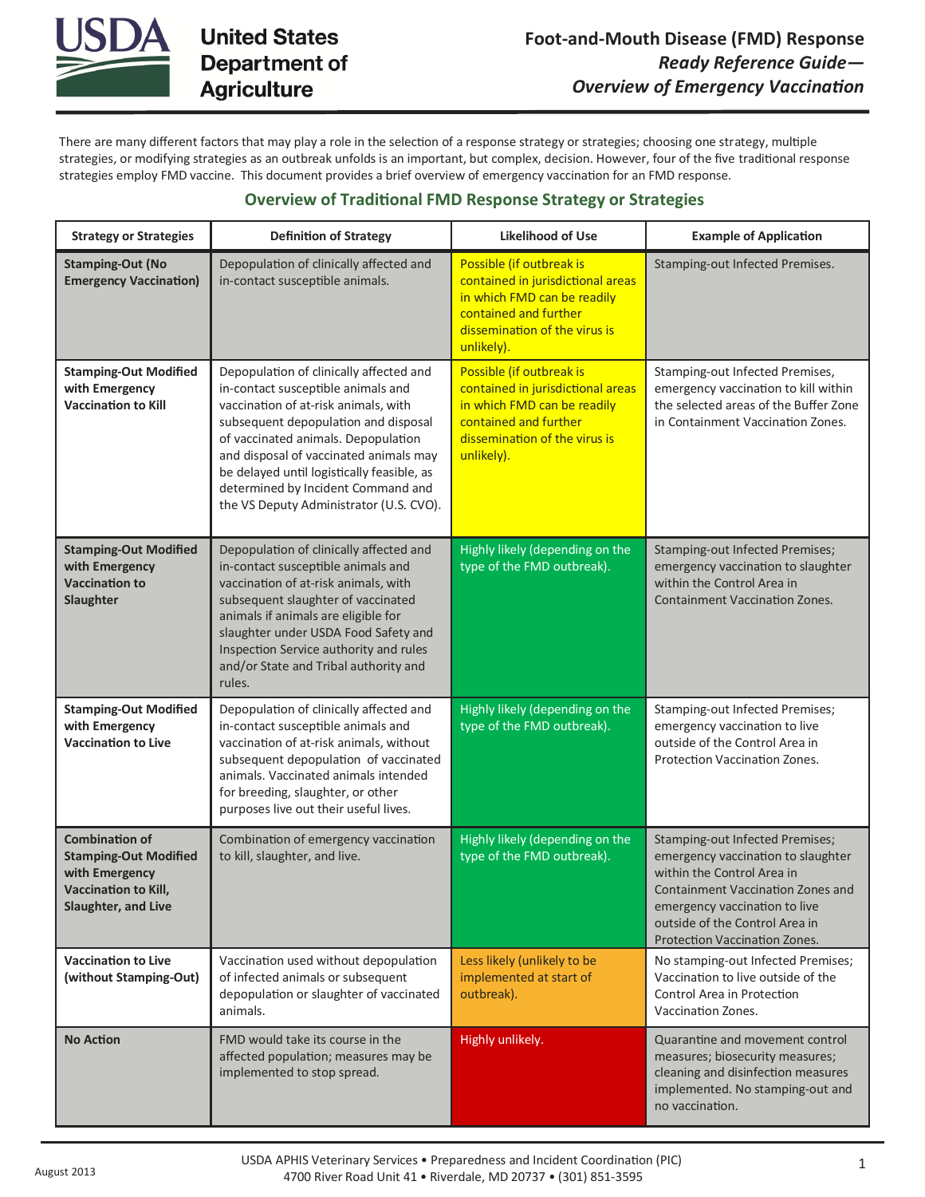# United States Department of Agriculture

## Foot-and-Mouth Disease (FMD) Response *Ready Reference Guide—Overview of Emergency Vaccination*

There are many different factors that may play a role in the selection of a response strategy or strategies; choosing one strategy, multiple strategies, or modifying strategies as an outbreak unfolds is an important, but complex, decision. However, four of the five traditional response strategies employ FMD vaccine. This document provides a brief overview of emergency vaccination for an FMD response.

### Overview of Traditional FMD Response Strategy or Strategies

| Strategy or Strategies | Definition of Strategy | Likelihood of Use | Example of Application |
|---|---|---|---|
| **Stamping-Out (No Emergency Vaccination)** | Depopulation of clinically affected and in-contact susceptible animals. | Possible (if outbreak is contained in jurisdictional areas in which FMD can be readily contained and further dissemination of the virus is unlikely). | Stamping-out Infected Premises. |
| **Stamping-Out Modified with Emergency Vaccination to Kill** | Depopulation of clinically affected and in-contact susceptible animals and vaccination of at-risk animals, with subsequent depopulation and disposal of vaccinated animals. Depopulation and disposal of vaccinated animals may be delayed until logistically feasible, as determined by Incident Command and the VS Deputy Administrator (U.S. CVO). | Possible (if outbreak is contained in jurisdictional areas in which FMD can be readily contained and further dissemination of the virus is unlikely). | Stamping-out Infected Premises, emergency vaccination to kill within the selected areas of the Buffer Zone in Containment Vaccination Zones. |
| **Stamping-Out Modified with Emergency Vaccination to Slaughter** | Depopulation of clinically affected and in-contact susceptible animals and vaccination of at-risk animals, with subsequent slaughter of vaccinated animals if animals are eligible for slaughter under USDA Food Safety and Inspection Service authority and rules and/or State and Tribal authority and rules. | Highly likely (depending on the type of the FMD outbreak). | Stamping-out Infected Premises; emergency vaccination to slaughter within the Control Area in Containment Vaccination Zones. |
| **Stamping-Out Modified with Emergency Vaccination to Live** | Depopulation of clinically affected and in-contact susceptible animals and vaccination of at-risk animals, without subsequent depopulation of vaccinated animals. Vaccinated animals intended for breeding, slaughter, or other purposes live out their useful lives. | Highly likely (depending on the type of the FMD outbreak). | Stamping-out Infected Premises; emergency vaccination to live outside of the Control Area in Protection Vaccination Zones. |
| **Combination of Stamping-Out Modified with Emergency Vaccination to Kill, Slaughter, and Live** | Combination of emergency vaccination to kill, slaughter, and live. | Highly likely (depending on the type of the FMD outbreak). | Stamping-out Infected Premises; emergency vaccination to slaughter within the Control Area in Containment Vaccination Zones and emergency vaccination to live outside of the Control Area in Protection Vaccination Zones. |
| **Vaccination to Live (without Stamping-Out)** | Vaccination used without depopulation of infected animals or subsequent depopulation or slaughter of vaccinated animals. | Less likely (unlikely to be implemented at start of outbreak). | No stamping-out Infected Premises; Vaccination to live outside of the Control Area in Protection Vaccination Zones. |
| **No Action** | FMD would take its course in the affected population; measures may be implemented to stop spread. | Highly unlikely. | Quarantine and movement control measures; biosecurity measures; cleaning and disinfection measures implemented. No stamping-out and no vaccination. |

August 2013

USDA APHIS Veterinary Services • Preparedness and Incident Coordination (PIC)
4700 River Road Unit 41 • Riverdale, MD 20737 • (301) 851-3595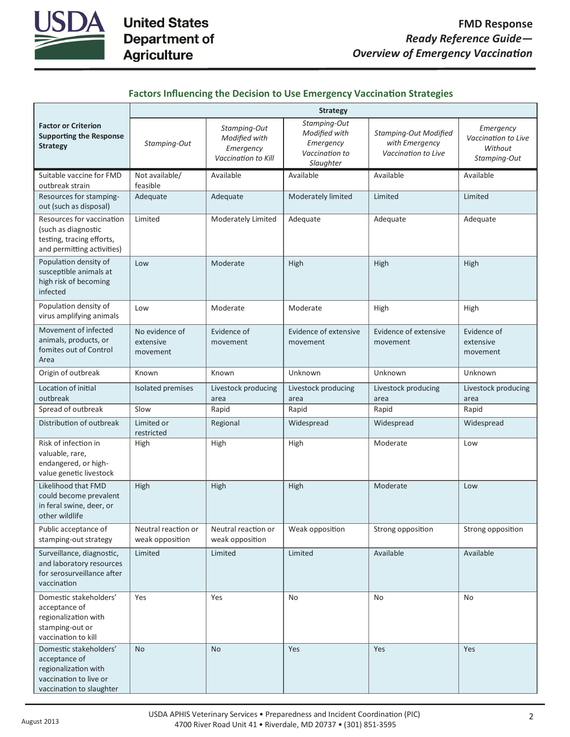## Factors Influencing the Decision to Use Emergency Vaccination Strategies

| Factor or Criterion Supporting the Response Strategy | Strategy | | | | |
|---|---|---|---|---|---|
| | *Stamping-Out* | *Stamping-Out Modified with Emergency Vaccination to Kill* | *Stamping-Out Modified with Emergency Vaccination to Slaughter* | *Stamping-Out Modified with Emergency Vaccination to Live* | *Emergency Vaccination to Live Without Stamping-Out* |
| Suitable vaccine for FMD outbreak strain | Not available/ feasible | Available | Available | Available | Available |
| Resources for stamping-out (such as disposal) | Adequate | Adequate | Moderately limited | Limited | Limited |
| Resources for vaccination (such as diagnostic testing, tracing efforts, and permitting activities) | Limited | Moderately Limited | Adequate | Adequate | Adequate |
| Population density of susceptible animals at high risk of becoming infected | Low | Moderate | High | High | High |
| Population density of virus amplifying animals | Low | Moderate | Moderate | High | High |
| Movement of infected animals, products, or fomites out of Control Area | No evidence of extensive movement | Evidence of movement | Evidence of extensive movement | Evidence of extensive movement | Evidence of extensive movement |
| Origin of outbreak | Known | Known | Unknown | Unknown | Unknown |
| Location of initial outbreak | Isolated premises | Livestock producing area | Livestock producing area | Livestock producing area | Livestock producing area |
| Spread of outbreak | Slow | Rapid | Rapid | Rapid | Rapid |
| Distribution of outbreak | Limited or restricted | Regional | Widespread | Widespread | Widespread |
| Risk of infection in valuable, rare, endangered, or high-value genetic livestock | High | High | High | Moderate | Low |
| Likelihood that FMD could become prevalent in feral swine, deer, or other wildlife | High | High | High | Moderate | Low |
| Public acceptance of stamping-out strategy | Neutral reaction or weak opposition | Neutral reaction or weak opposition | Weak opposition | Strong opposition | Strong opposition |
| Surveillance, diagnostic, and laboratory resources for serosurveillance after vaccination | Limited | Limited | Limited | Available | Available |
| Domestic stakeholders' acceptance of regionalization with stamping-out or vaccination to kill | Yes | Yes | No | No | No |
| Domestic stakeholders' acceptance of regionalization with vaccination to live or vaccination to slaughter | No | No | Yes | Yes | Yes |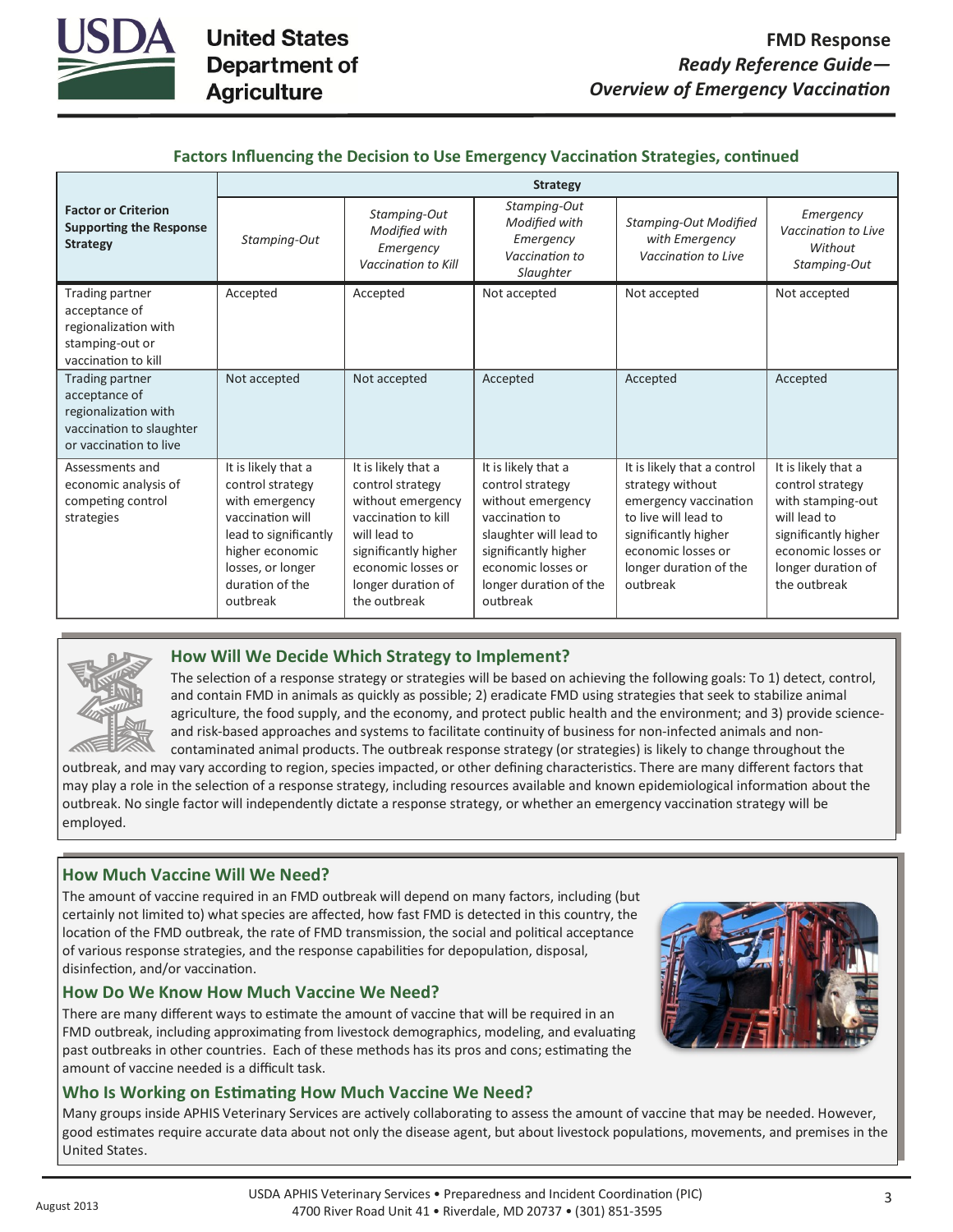## Factors Influencing the Decision to Use Emergency Vaccination Strategies, continued

| Factor or Criterion Supporting the Response Strategy | Strategy | | | | |
|---|---|---|---|---|---|
| | *Stamping-Out* | *Stamping-Out Modified with Emergency Vaccination to Kill* | *Stamping-Out Modified with Emergency Vaccination to Slaughter* | *Stamping-Out Modified with Emergency Vaccination to Live* | *Emergency Vaccination to Live Without Stamping-Out* |
| Trading partner acceptance of regionalization with stamping-out or vaccination to kill | Accepted | Accepted | Not accepted | Not accepted | Not accepted |
| Trading partner acceptance of regionalization with vaccination to slaughter or vaccination to live | Not accepted | Not accepted | Accepted | Accepted | Accepted |
| Assessments and economic analysis of competing control strategies | It is likely that a control strategy with emergency vaccination will lead to significantly higher economic losses, or longer duration of the outbreak | It is likely that a control strategy without emergency vaccination to kill will lead to significantly higher economic losses or longer duration of the outbreak | It is likely that a control strategy without emergency vaccination to slaughter will lead to significantly higher economic losses or longer duration of the outbreak | It is likely that a control strategy without emergency vaccination to live will lead to significantly higher economic losses or longer duration of the outbreak | It is likely that a control strategy with stamping-out will lead to significantly higher economic losses or longer duration of the outbreak |

### How Will We Decide Which Strategy to Implement?

The selection of a response strategy or strategies will be based on achieving the following goals: To 1) detect, control, and contain FMD in animals as quickly as possible; 2) eradicate FMD using strategies that seek to stabilize animal agriculture, the food supply, and the economy, and protect public health and the environment; and 3) provide science- and risk-based approaches and systems to facilitate continuity of business for non-infected animals and non-contaminated animal products. The outbreak response strategy (or strategies) is likely to change throughout the outbreak, and may vary according to region, species impacted, or other defining characteristics. There are many different factors that may play a role in the selection of a response strategy, including resources available and known epidemiological information about the outbreak. No single factor will independently dictate a response strategy, or whether an emergency vaccination strategy will be employed.

### How Much Vaccine Will We Need?

The amount of vaccine required in an FMD outbreak will depend on many factors, including (but certainly not limited to) what species are affected, how fast FMD is detected in this country, the location of the FMD outbreak, the rate of FMD transmission, the social and political acceptance of various response strategies, and the response capabilities for depopulation, disposal, disinfection, and/or vaccination.

### How Do We Know How Much Vaccine We Need?

There are many different ways to estimate the amount of vaccine that will be required in an FMD outbreak, including approximating from livestock demographics, modeling, and evaluating past outbreaks in other countries. Each of these methods has its pros and cons; estimating the amount of vaccine needed is a difficult task.

### Who Is Working on Estimating How Much Vaccine We Need?

Many groups inside APHIS Veterinary Services are actively collaborating to assess the amount of vaccine that may be needed. However, good estimates require accurate data about not only the disease agent, but about livestock populations, movements, and premises in the United States.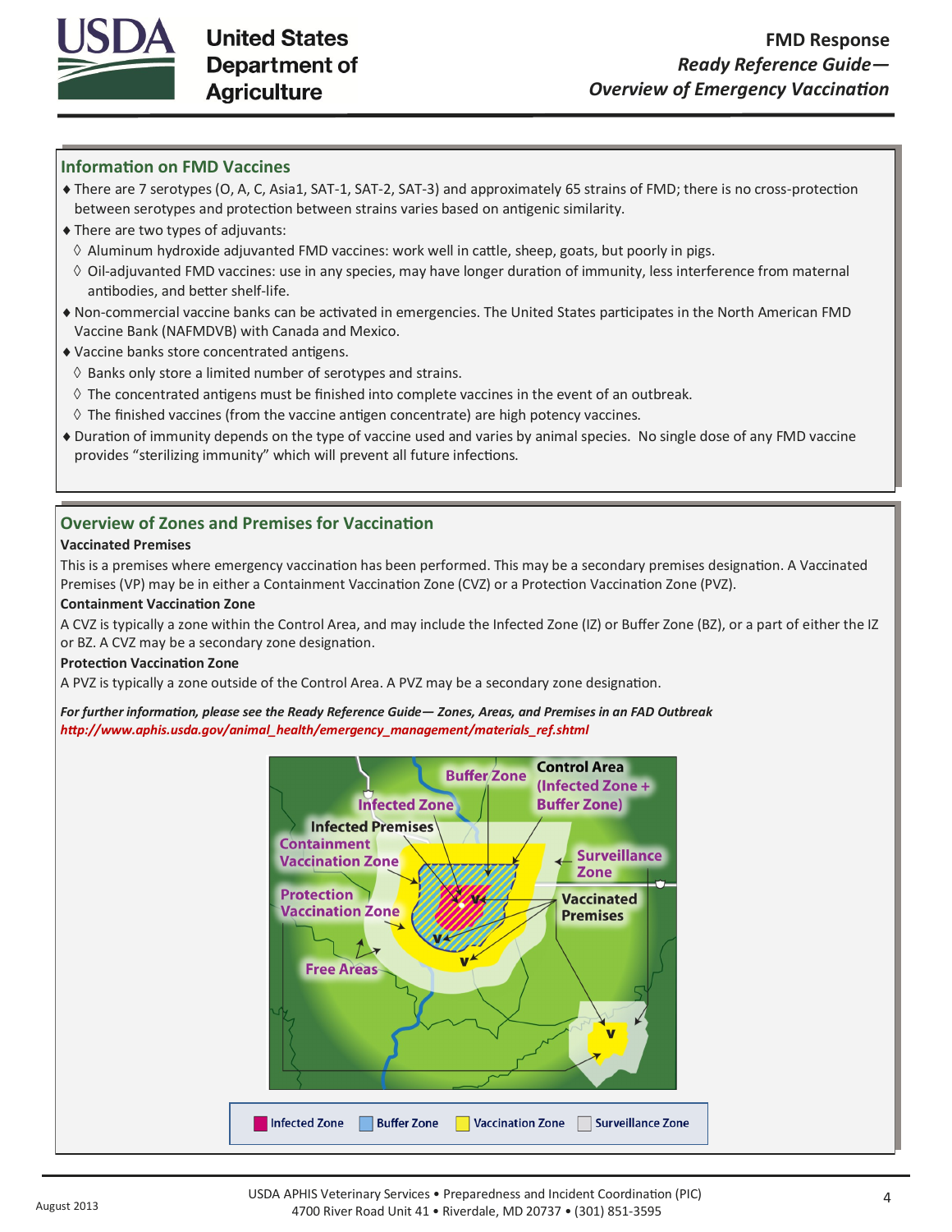## Information on FMD Vaccines

- There are 7 serotypes (O, A, C, Asia1, SAT-1, SAT-2, SAT-3) and approximately 65 strains of FMD; there is no cross-protection between serotypes and protection between strains varies based on antigenic similarity.
- There are two types of adjuvants:
  - Aluminum hydroxide adjuvanted FMD vaccines: work well in cattle, sheep, goats, but poorly in pigs.
  - Oil-adjuvanted FMD vaccines: use in any species, may have longer duration of immunity, less interference from maternal antibodies, and better shelf-life.
- Non-commercial vaccine banks can be activated in emergencies. The United States participates in the North American FMD Vaccine Bank (NAFMDVB) with Canada and Mexico.
- Vaccine banks store concentrated antigens.
  - Banks only store a limited number of serotypes and strains.
  - The concentrated antigens must be finished into complete vaccines in the event of an outbreak.
  - The finished vaccines (from the vaccine antigen concentrate) are high potency vaccines.
- Duration of immunity depends on the type of vaccine used and varies by animal species. No single dose of any FMD vaccine provides "sterilizing immunity" which will prevent all future infections.

## Overview of Zones and Premises for Vaccination

**Vaccinated Premises**

This is a premises where emergency vaccination has been performed. This may be a secondary premises designation. A Vaccinated Premises (VP) may be in either a Containment Vaccination Zone (CVZ) or a Protection Vaccination Zone (PVZ).

**Containment Vaccination Zone**

A CVZ is typically a zone within the Control Area, and may include the Infected Zone (IZ) or Buffer Zone (BZ), or a part of either the IZ or BZ. A CVZ may be a secondary zone designation.

**Protection Vaccination Zone**

A PVZ is typically a zone outside of the Control Area. A PVZ may be a secondary zone designation.

***For further information, please see the Ready Reference Guide— Zones, Areas, and Premises in an FAD Outbreak***
***http://www.aphis.usda.gov/animal_health/emergency_management/materials_ref.shtml***

Buffer Zone · Control Area (Infected Zone + Buffer Zone) · Infected Zone · Infected Premises · Containment Vaccination Zone · Surveillance Zone · Protection Vaccination Zone · Vaccinated Premises · Free Areas

Infected Zone | Buffer Zone | Vaccination Zone | Surveillance Zone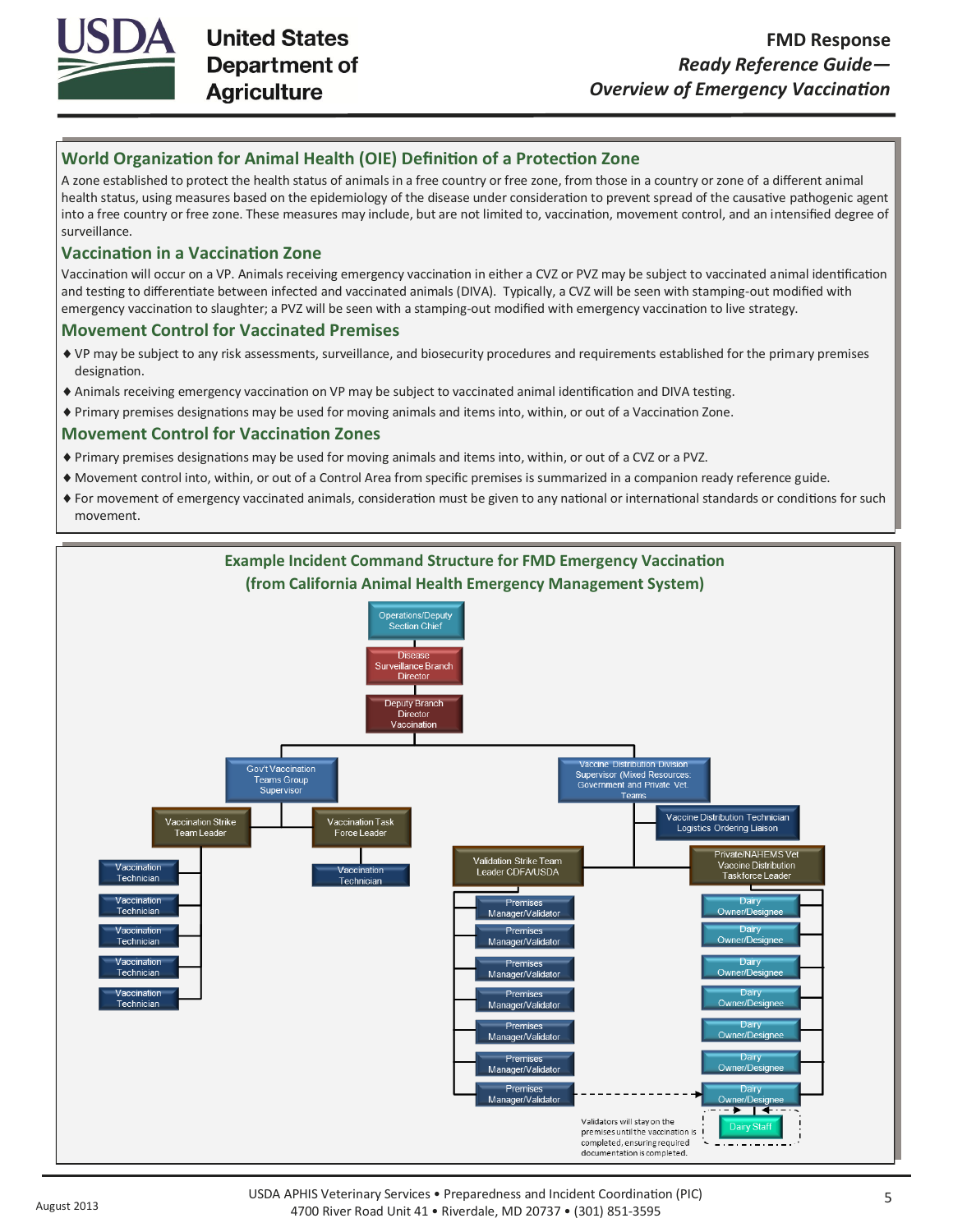## World Organization for Animal Health (OIE) Definition of a Protection Zone

A zone established to protect the health status of animals in a free country or free zone, from those in a country or zone of a different animal health status, using measures based on the epidemiology of the disease under consideration to prevent spread of the causative pathogenic agent into a free country or free zone. These measures may include, but are not limited to, vaccination, movement control, and an intensified degree of surveillance.

## Vaccination in a Vaccination Zone

Vaccination will occur on a VP. Animals receiving emergency vaccination in either a CVZ or PVZ may be subject to vaccinated animal identification and testing to differentiate between infected and vaccinated animals (DIVA). Typically, a CVZ will be seen with stamping-out modified with emergency vaccination to slaughter; a PVZ will be seen with a stamping-out modified with emergency vaccination to live strategy.

## Movement Control for Vaccinated Premises

- VP may be subject to any risk assessments, surveillance, and biosecurity procedures and requirements established for the primary premises designation.
- Animals receiving emergency vaccination on VP may be subject to vaccinated animal identification and DIVA testing.
- Primary premises designations may be used for moving animals and items into, within, or out of a Vaccination Zone.

## Movement Control for Vaccination Zones

- Primary premises designations may be used for moving animals and items into, within, or out of a CVZ or a PVZ.
- Movement control into, within, or out of a Control Area from specific premises is summarized in a companion ready reference guide.
- For movement of emergency vaccinated animals, consideration must be given to any national or international standards or conditions for such movement.

## Example Incident Command Structure for FMD Emergency Vaccination (from California Animal Health Emergency Management System)

Operations/Deputy Section Chief

Disease Surveillance Branch Director

Deputy Branch Director Vaccination

Gov't Vaccination Teams Group Supervisor

Vaccination Strike Team Leader

Vaccination Technician

Vaccination Technician

Vaccination Technician

Vaccination Technician

Vaccination Technician

Vaccination Task Force Leader

Vaccination Technician

Vaccine Distribution Division Supervisor (Mixed Resources: Government and Private Vet. Teams

Vaccine Distribution Technician Logistics Ordering Liaison

Validation Strike Team Leader CDFA/USDA

Premises Manager/Validator

Premises Manager/Validator

Premises Manager/Validator

Premises Manager/Validator

Premises Manager/Validator

Premises Manager/Validator

Premises Manager/Validator

Private/NAHEMS Vet Vaccine Distribution Taskforce Leader

Dairy Owner/Designee

Dairy Owner/Designee

Dairy Owner/Designee

Dairy Owner/Designee

Dairy Owner/Designee

Dairy Owner/Designee

Dairy Owner/Designee

Dairy Staff

Validators will stay on the premises until the vaccination is completed, ensuring required documentation is completed.

August 2013

USDA APHIS Veterinary Services • Preparedness and Incident Coordination (PIC)
4700 River Road Unit 41 • Riverdale, MD 20737 • (301) 851-3595